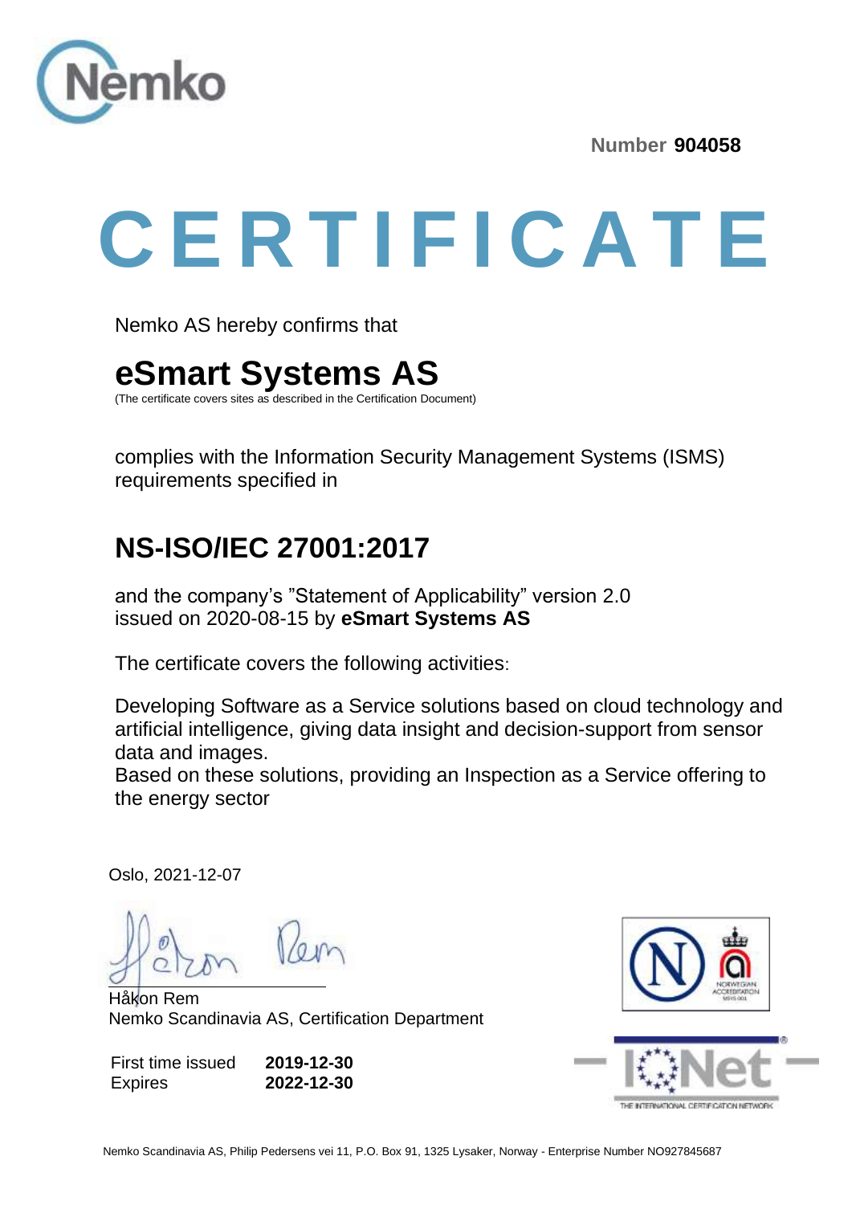Nemko

**Number 904058**

# CERTIFICATE

Nemko AS hereby confirms that

## eSmart Systems AS

(The certificate covers sites as described in the Certification Document)

complies with the Information Security Management Systems (ISMS) requirements specified in

## NS-ISO/IEC 27001:2017

and the company's "Statement of Applicability" version 2.0 issued on 2020-08-15 by **eSmart Systems AS**

The certificate covers the following activities:

Developing Software as a Service solutions based on cloud technology and artificial intelligence, giving data insight and decision-support from sensor data and images.
Based on these solutions, providing an Inspection as a Service offering to the energy sector

Oslo, 2021-12-07

Håkon Rem
Nemko Scandinavia AS, Certification Department

| | |
|---|---|
| First time issued | **2019-12-30** |
| Expires | **2022-12-30** |

NORWEGIAN ACCREDITATION MSYS 001

IQNet THE INTERNATIONAL CERTIFICATION NETWORK

Nemko Scandinavia AS, Philip Pedersens vei 11, P.O. Box 91, 1325 Lysaker, Norway - Enterprise Number NO927845687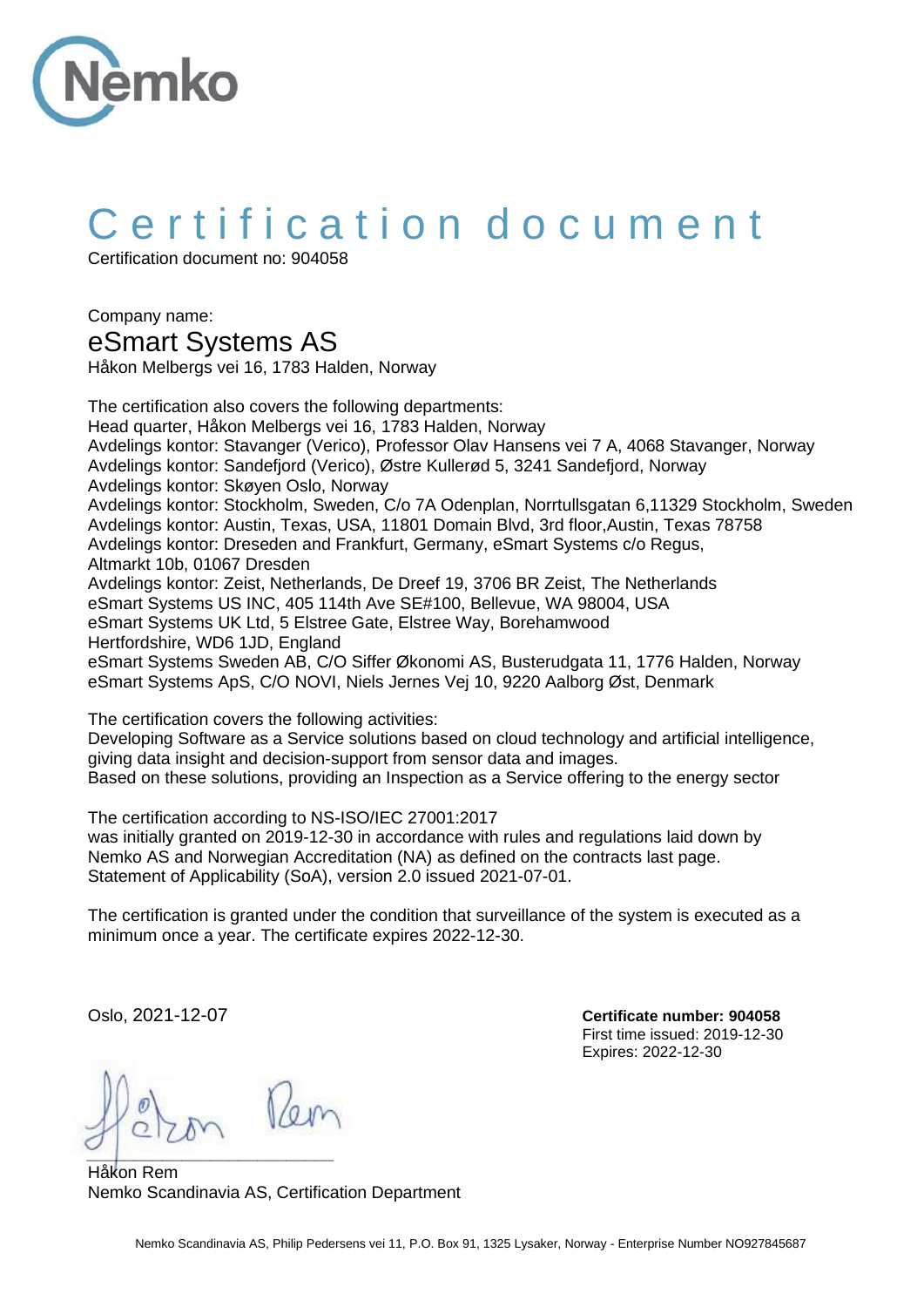# Certification document

Certification document no: 904058

Company name:

## eSmart Systems AS

Håkon Melbergs vei 16, 1783 Halden, Norway

The certification also covers the following departments:
Head quarter, Håkon Melbergs vei 16, 1783 Halden, Norway
Avdelings kontor: Stavanger (Verico), Professor Olav Hansens vei 7 A, 4068 Stavanger, Norway
Avdelings kontor: Sandefjord (Verico), Østre Kullerød 5, 3241 Sandefjord, Norway
Avdelings kontor: Skøyen Oslo, Norway
Avdelings kontor: Stockholm, Sweden, C/o 7A Odenplan, Norrtullsgatan 6,11329 Stockholm, Sweden
Avdelings kontor: Austin, Texas, USA, 11801 Domain Blvd, 3rd floor,Austin, Texas 78758
Avdelings kontor: Dreseden and Frankfurt, Germany, eSmart Systems c/o Regus, Altmarkt 10b, 01067 Dresden
Avdelings kontor: Zeist, Netherlands, De Dreef 19, 3706 BR Zeist, The Netherlands
eSmart Systems US INC, 405 114th Ave SE#100, Bellevue, WA 98004, USA
eSmart Systems UK Ltd, 5 Elstree Gate, Elstree Way, Borehamwood Hertfordshire, WD6 1JD, England
eSmart Systems Sweden AB, C/O Siffer Økonomi AS, Busterudgata 11, 1776 Halden, Norway
eSmart Systems ApS, C/O NOVI, Niels Jernes Vej 10, 9220 Aalborg Øst, Denmark

The certification covers the following activities:
Developing Software as a Service solutions based on cloud technology and artificial intelligence, giving data insight and decision-support from sensor data and images.
Based on these solutions, providing an Inspection as a Service offering to the energy sector

The certification according to NS-ISO/IEC 27001:2017
was initially granted on 2019-12-30 in accordance with rules and regulations laid down by Nemko AS and Norwegian Accreditation (NA) as defined on the contracts last page.
Statement of Applicability (SoA), version 2.0 issued 2021-07-01.

The certification is granted under the condition that surveillance of the system is executed as a minimum once a year. The certificate expires 2022-12-30.

Oslo, 2021-12-07

**Certificate number: 904058**
First time issued: 2019-12-30
Expires: 2022-12-30

Håkon Rem
Nemko Scandinavia AS, Certification Department

Nemko Scandinavia AS, Philip Pedersens vei 11, P.O. Box 91, 1325 Lysaker, Norway - Enterprise Number NO927845687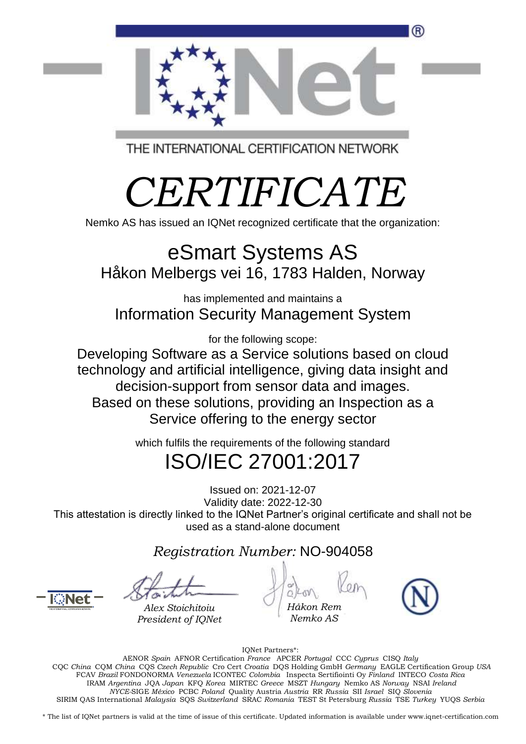THE INTERNATIONAL CERTIFICATION NETWORK

# *CERTIFICATE*

Nemko AS has issued an IQNet recognized certificate that the organization:

## eSmart Systems AS

Håkon Melbergs vei 16, 1783 Halden, Norway

has implemented and maintains a

Information Security Management System

for the following scope:

Developing Software as a Service solutions based on cloud technology and artificial intelligence, giving data insight and decision-support from sensor data and images.
Based on these solutions, providing an Inspection as a Service offering to the energy sector

which fulfils the requirements of the following standard

## ISO/IEC 27001:2017

Issued on: 2021-12-07
Validity date: 2022-12-30
This attestation is directly linked to the IQNet Partner's original certificate and shall not be used as a stand-alone document

*Registration Number:* NO-904058

*Alex Stoichitoiu*
*President of IQNet*

*Håkon Rem*
*Nemko AS*

IQNet Partners*:

AENOR *Spain* AFNOR Certification *France* APCER *Portugal* CCC *Cyprus* CISQ *Italy*
CQC *China* CQM *China* CQS *Czech Republic* Cro Cert *Croatia* DQS Holding GmbH *Germany* EAGLE Certification Group *USA*
FCAV *Brazil* FONDONORMA *Venezuela* ICONTEC *Colombia* Inspecta Sertifiointi Oy *Finland* INTECO *Costa Rica*
IRAM *Argentina* JQA *Japan* KFQ *Korea* MIRTEC *Greece* MSZT *Hungary* Nemko AS *Norway* NSAI *Ireland*
*NYCE*-SIGE *México* PCBC *Poland* Quality Austria *Austria* RR *Russia* SII *Israel* SIQ *Slovenia*
SIRIM QAS International *Malaysia* SQS *Switzerland* SRAC *Romania* TEST St Petersburg *Russia* TSE *Turkey* YUQS *Serbia*

* The list of IQNet partners is valid at the time of issue of this certificate. Updated information is available under www.iqnet-certification.com